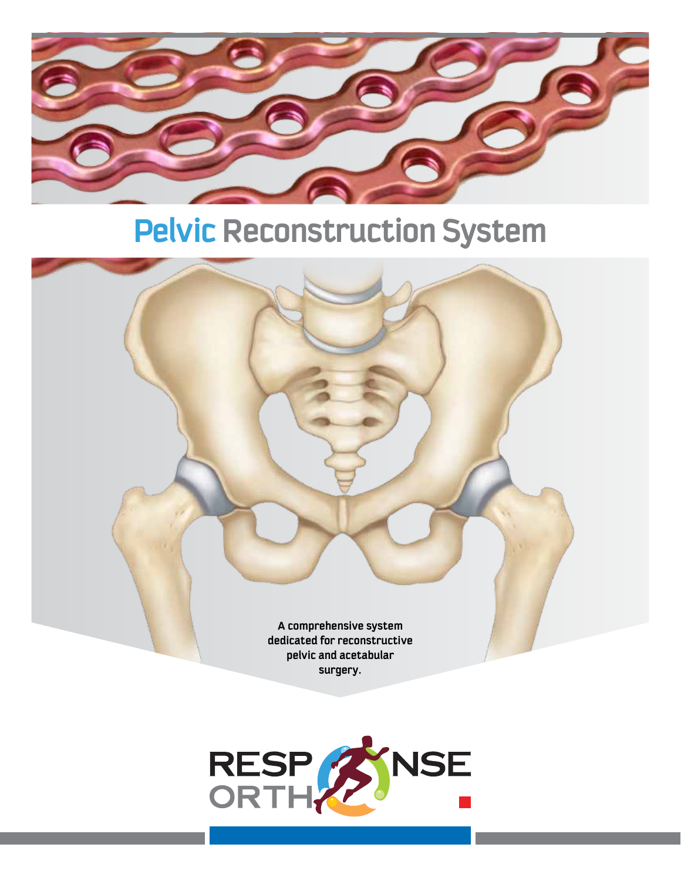# Pelvic Reconstruction System

**A comprehensive system dedicated for reconstructive pelvic and acetabular surgery.**

RESPONSE ORTHO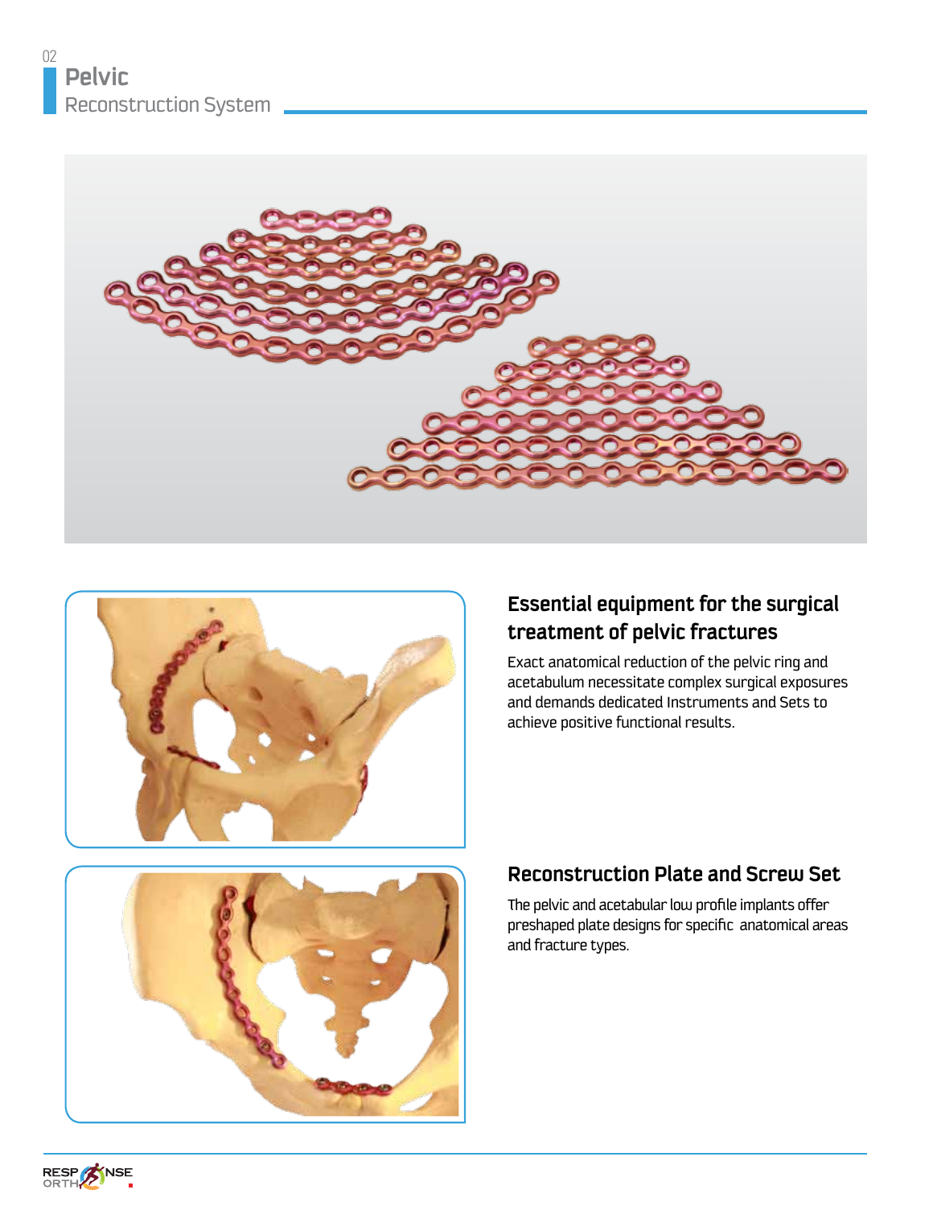# Pelvic
Reconstruction System

## Essential equipment for the surgical treatment of pelvic fractures

Exact anatomical reduction of the pelvic ring and acetabulum necessitate complex surgical exposures and demands dedicated Instruments and Sets to achieve positive functional results.

## Reconstruction Plate and Screw Set

The pelvic and acetabular low profile implants offer preshaped plate designs for specific anatomical areas and fracture types.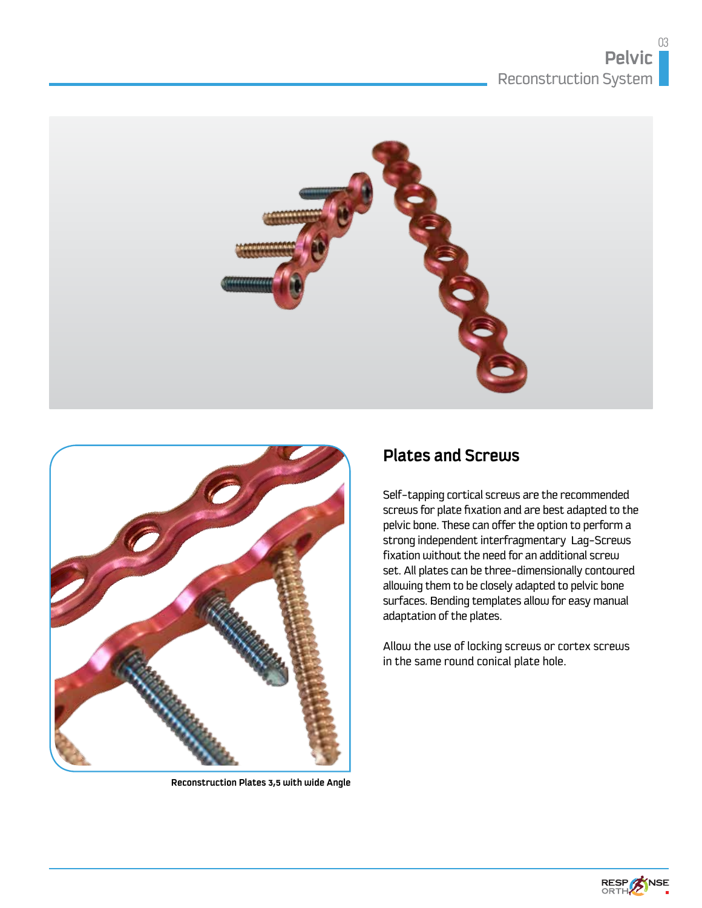## Plates and Screws

Self-tapping cortical screws are the recommended screws for plate fixation and are best adapted to the pelvic bone. These can offer the option to perform a strong independent interfragmentary Lag-Screws fixation without the need for an additional screw set. All plates can be three-dimensionally contoured allowing them to be closely adapted to pelvic bone surfaces. Bending templates allow for easy manual adaptation of the plates.

Allow the use of locking screws or cortex screws in the same round conical plate hole.

**Reconstruction Plates 3,5 with wide Angle**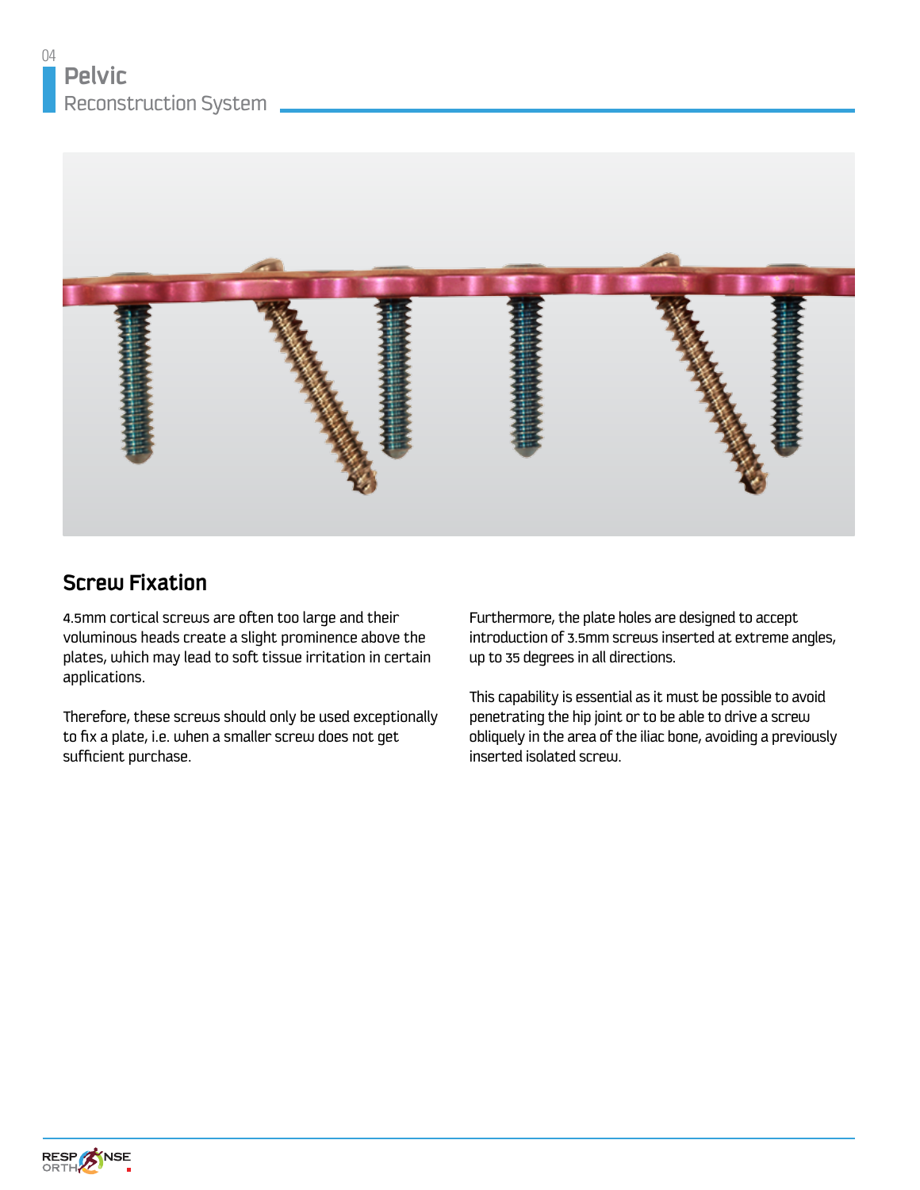# Pelvic
Reconstruction System

## Screw Fixation

4.5mm cortical screws are often too large and their voluminous heads create a slight prominence above the plates, which may lead to soft tissue irritation in certain applications.

Therefore, these screws should only be used exceptionally to fix a plate, i.e. when a smaller screw does not get sufficient purchase.

Furthermore, the plate holes are designed to accept introduction of 3.5mm screws inserted at extreme angles, up to 35 degrees in all directions.

This capability is essential as it must be possible to avoid penetrating the hip joint or to be able to drive a screw obliquely in the area of the iliac bone, avoiding a previously inserted isolated screw.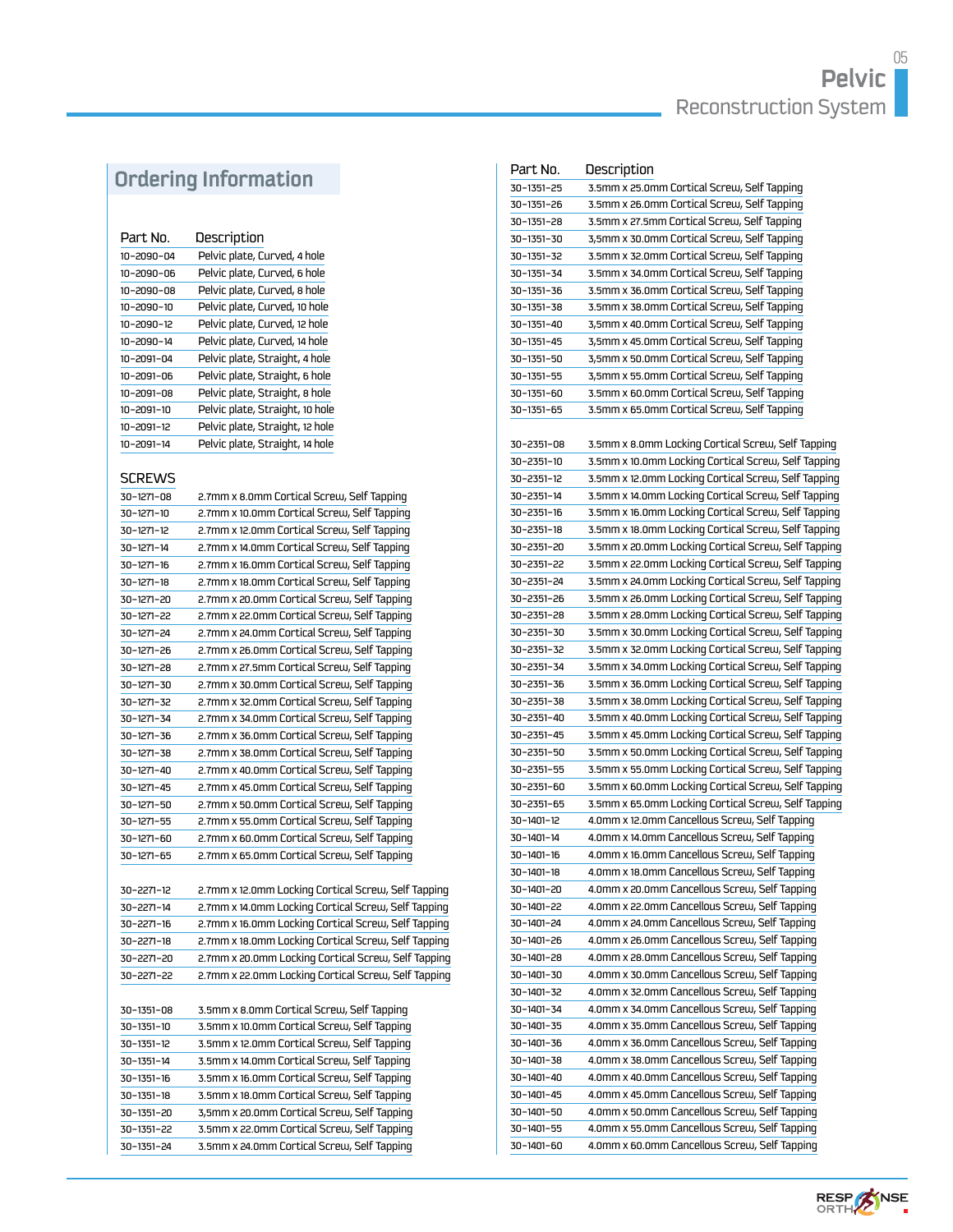## Ordering Information

| Part No. | Description |
|---|---|
| 10-2090-04 | Pelvic plate, Curved, 4 hole |
| 10-2090-06 | Pelvic plate, Curved, 6 hole |
| 10-2090-08 | Pelvic plate, Curved, 8 hole |
| 10-2090-10 | Pelvic plate, Curved, 10 hole |
| 10-2090-12 | Pelvic plate, Curved, 12 hole |
| 10-2090-14 | Pelvic plate, Curved, 14 hole |
| 10-2091-04 | Pelvic plate, Straight, 4 hole |
| 10-2091-06 | Pelvic plate, Straight, 6 hole |
| 10-2091-08 | Pelvic plate, Straight, 8 hole |
| 10-2091-10 | Pelvic plate, Straight, 10 hole |
| 10-2091-12 | Pelvic plate, Straight, 12 hole |
| 10-2091-14 | Pelvic plate, Straight, 14 hole |

### SCREWS

| Part No. | Description |
|---|---|
| 30-1271-08 | 2.7mm x 8.0mm Cortical Screw, Self Tapping |
| 30-1271-10 | 2.7mm x 10.0mm Cortical Screw, Self Tapping |
| 30-1271-12 | 2.7mm x 12.0mm Cortical Screw, Self Tapping |
| 30-1271-14 | 2.7mm x 14.0mm Cortical Screw, Self Tapping |
| 30-1271-16 | 2.7mm x 16.0mm Cortical Screw, Self Tapping |
| 30-1271-18 | 2.7mm x 18.0mm Cortical Screw, Self Tapping |
| 30-1271-20 | 2.7mm x 20.0mm Cortical Screw, Self Tapping |
| 30-1271-22 | 2.7mm x 22.0mm Cortical Screw, Self Tapping |
| 30-1271-24 | 2.7mm x 24.0mm Cortical Screw, Self Tapping |
| 30-1271-26 | 2.7mm x 26.0mm Cortical Screw, Self Tapping |
| 30-1271-28 | 2.7mm x 27.5mm Cortical Screw, Self Tapping |
| 30-1271-30 | 2.7mm x 30.0mm Cortical Screw, Self Tapping |
| 30-1271-32 | 2.7mm x 32.0mm Cortical Screw, Self Tapping |
| 30-1271-34 | 2.7mm x 34.0mm Cortical Screw, Self Tapping |
| 30-1271-36 | 2.7mm x 36.0mm Cortical Screw, Self Tapping |
| 30-1271-38 | 2.7mm x 38.0mm Cortical Screw, Self Tapping |
| 30-1271-40 | 2.7mm x 40.0mm Cortical Screw, Self Tapping |
| 30-1271-45 | 2.7mm x 45.0mm Cortical Screw, Self Tapping |
| 30-1271-50 | 2.7mm x 50.0mm Cortical Screw, Self Tapping |
| 30-1271-55 | 2.7mm x 55.0mm Cortical Screw, Self Tapping |
| 30-1271-60 | 2.7mm x 60.0mm Cortical Screw, Self Tapping |
| 30-1271-65 | 2.7mm x 65.0mm Cortical Screw, Self Tapping |
| | |
| 30-2271-12 | 2.7mm x 12.0mm Locking Cortical Screw, Self Tapping |
| 30-2271-14 | 2.7mm x 14.0mm Locking Cortical Screw, Self Tapping |
| 30-2271-16 | 2.7mm x 16.0mm Locking Cortical Screw, Self Tapping |
| 30-2271-18 | 2.7mm x 18.0mm Locking Cortical Screw, Self Tapping |
| 30-2271-20 | 2.7mm x 20.0mm Locking Cortical Screw, Self Tapping |
| 30-2271-22 | 2.7mm x 22.0mm Locking Cortical Screw, Self Tapping |
| | |
| 30-1351-08 | 3.5mm x 8.0mm Cortical Screw, Self Tapping |
| 30-1351-10 | 3.5mm x 10.0mm Cortical Screw, Self Tapping |
| 30-1351-12 | 3.5mm x 12.0mm Cortical Screw, Self Tapping |
| 30-1351-14 | 3.5mm x 14.0mm Cortical Screw, Self Tapping |
| 30-1351-16 | 3.5mm x 16.0mm Cortical Screw, Self Tapping |
| 30-1351-18 | 3.5mm x 18.0mm Cortical Screw, Self Tapping |
| 30-1351-20 | 3,5mm x 20.0mm Cortical Screw, Self Tapping |
| 30-1351-22 | 3.5mm x 22.0mm Cortical Screw, Self Tapping |
| 30-1351-24 | 3.5mm x 24.0mm Cortical Screw, Self Tapping |
| 30-1351-25 | 3.5mm x 25.0mm Cortical Screw, Self Tapping |
| 30-1351-26 | 3.5mm x 26.0mm Cortical Screw, Self Tapping |
| 30-1351-28 | 3.5mm x 27.5mm Cortical Screw, Self Tapping |
| 30-1351-30 | 3,5mm x 30.0mm Cortical Screw, Self Tapping |
| 30-1351-32 | 3.5mm x 32.0mm Cortical Screw, Self Tapping |
| 30-1351-34 | 3.5mm x 34.0mm Cortical Screw, Self Tapping |
| 30-1351-36 | 3.5mm x 36.0mm Cortical Screw, Self Tapping |
| 30-1351-38 | 3.5mm x 38.0mm Cortical Screw, Self Tapping |
| 30-1351-40 | 3,5mm x 40.0mm Cortical Screw, Self Tapping |
| 30-1351-45 | 3,5mm x 45.0mm Cortical Screw, Self Tapping |
| 30-1351-50 | 3,5mm x 50.0mm Cortical Screw, Self Tapping |
| 30-1351-55 | 3,5mm x 55.0mm Cortical Screw, Self Tapping |
| 30-1351-60 | 3.5mm x 60.0mm Cortical Screw, Self Tapping |
| 30-1351-65 | 3.5mm x 65.0mm Cortical Screw, Self Tapping |
| | |
| 30-2351-08 | 3.5mm x 8.0mm Locking Cortical Screw, Self Tapping |
| 30-2351-10 | 3.5mm x 10.0mm Locking Cortical Screw, Self Tapping |
| 30-2351-12 | 3.5mm x 12.0mm Locking Cortical Screw, Self Tapping |
| 30-2351-14 | 3.5mm x 14.0mm Locking Cortical Screw, Self Tapping |
| 30-2351-16 | 3.5mm x 16.0mm Locking Cortical Screw, Self Tapping |
| 30-2351-18 | 3.5mm x 18.0mm Locking Cortical Screw, Self Tapping |
| 30-2351-20 | 3.5mm x 20.0mm Locking Cortical Screw, Self Tapping |
| 30-2351-22 | 3.5mm x 22.0mm Locking Cortical Screw, Self Tapping |
| 30-2351-24 | 3.5mm x 24.0mm Locking Cortical Screw, Self Tapping |
| 30-2351-26 | 3.5mm x 26.0mm Locking Cortical Screw, Self Tapping |
| 30-2351-28 | 3.5mm x 28.0mm Locking Cortical Screw, Self Tapping |
| 30-2351-30 | 3.5mm x 30.0mm Locking Cortical Screw, Self Tapping |
| 30-2351-32 | 3.5mm x 32.0mm Locking Cortical Screw, Self Tapping |
| 30-2351-34 | 3.5mm x 34.0mm Locking Cortical Screw, Self Tapping |
| 30-2351-36 | 3.5mm x 36.0mm Locking Cortical Screw, Self Tapping |
| 30-2351-38 | 3.5mm x 38.0mm Locking Cortical Screw, Self Tapping |
| 30-2351-40 | 3.5mm x 40.0mm Locking Cortical Screw, Self Tapping |
| 30-2351-45 | 3.5mm x 45.0mm Locking Cortical Screw, Self Tapping |
| 30-2351-50 | 3.5mm x 50.0mm Locking Cortical Screw, Self Tapping |
| 30-2351-55 | 3.5mm x 55.0mm Locking Cortical Screw, Self Tapping |
| 30-2351-60 | 3.5mm x 60.0mm Locking Cortical Screw, Self Tapping |
| 30-2351-65 | 3.5mm x 65.0mm Locking Cortical Screw, Self Tapping |
| 30-1401-12 | 4.0mm x 12.0mm Cancellous Screw, Self Tapping |
| 30-1401-14 | 4.0mm x 14.0mm Cancellous Screw, Self Tapping |
| 30-1401-16 | 4.0mm x 16.0mm Cancellous Screw, Self Tapping |
| 30-1401-18 | 4.0mm x 18.0mm Cancellous Screw, Self Tapping |
| 30-1401-20 | 4.0mm x 20.0mm Cancellous Screw, Self Tapping |
| 30-1401-22 | 4.0mm x 22.0mm Cancellous Screw, Self Tapping |
| 30-1401-24 | 4.0mm x 24.0mm Cancellous Screw, Self Tapping |
| 30-1401-26 | 4.0mm x 26.0mm Cancellous Screw, Self Tapping |
| 30-1401-28 | 4.0mm x 28.0mm Cancellous Screw, Self Tapping |
| 30-1401-30 | 4.0mm x 30.0mm Cancellous Screw, Self Tapping |
| 30-1401-32 | 4.0mm x 32.0mm Cancellous Screw, Self Tapping |
| 30-1401-34 | 4.0mm x 34.0mm Cancellous Screw, Self Tapping |
| 30-1401-35 | 4.0mm x 35.0mm Cancellous Screw, Self Tapping |
| 30-1401-36 | 4.0mm x 36.0mm Cancellous Screw, Self Tapping |
| 30-1401-38 | 4.0mm x 38.0mm Cancellous Screw, Self Tapping |
| 30-1401-40 | 4.0mm x 40.0mm Cancellous Screw, Self Tapping |
| 30-1401-45 | 4.0mm x 45.0mm Cancellous Screw, Self Tapping |
| 30-1401-50 | 4.0mm x 50.0mm Cancellous Screw, Self Tapping |
| 30-1401-55 | 4.0mm x 55.0mm Cancellous Screw, Self Tapping |
| 30-1401-60 | 4.0mm x 60.0mm Cancellous Screw, Self Tapping |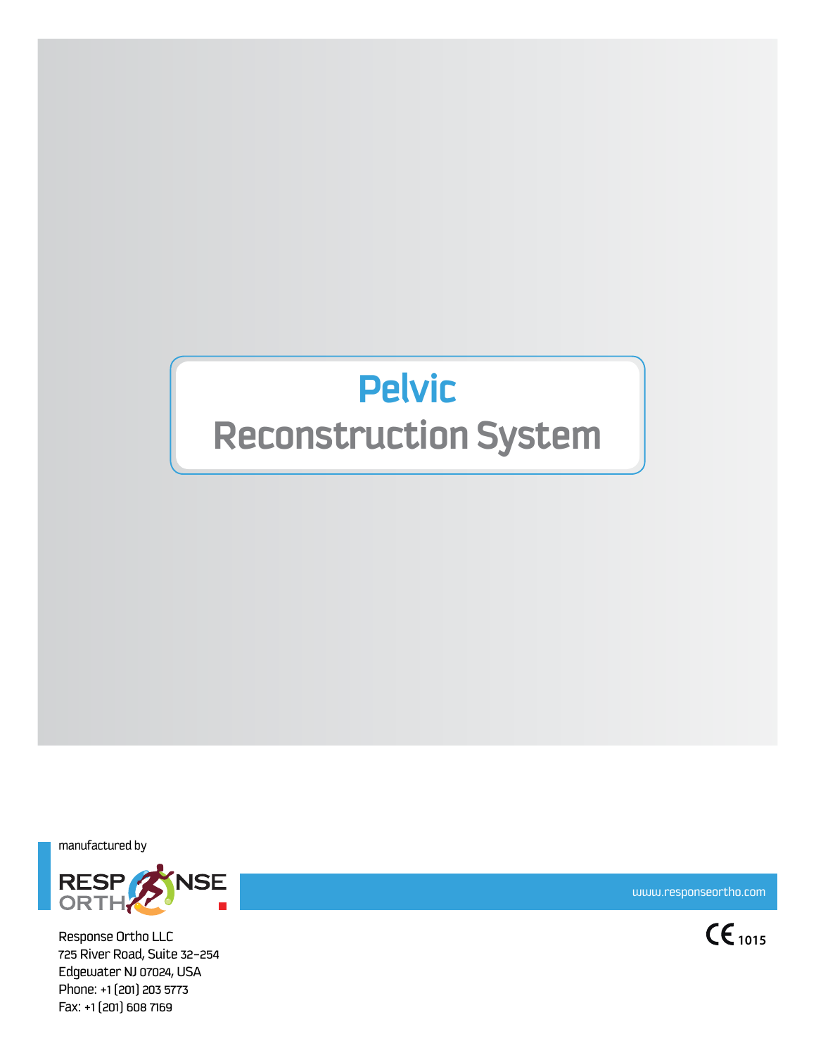# Pelvic
# Reconstruction System

manufactured by

RESPONSE ORTHO

www.responseortho.com

Response Ortho LLC
725 River Road, Suite 32-254
Edgewater NJ 07024, USA
Phone: +1 (201) 203 5773
Fax: +1 (201) 608 7169

CE 1015